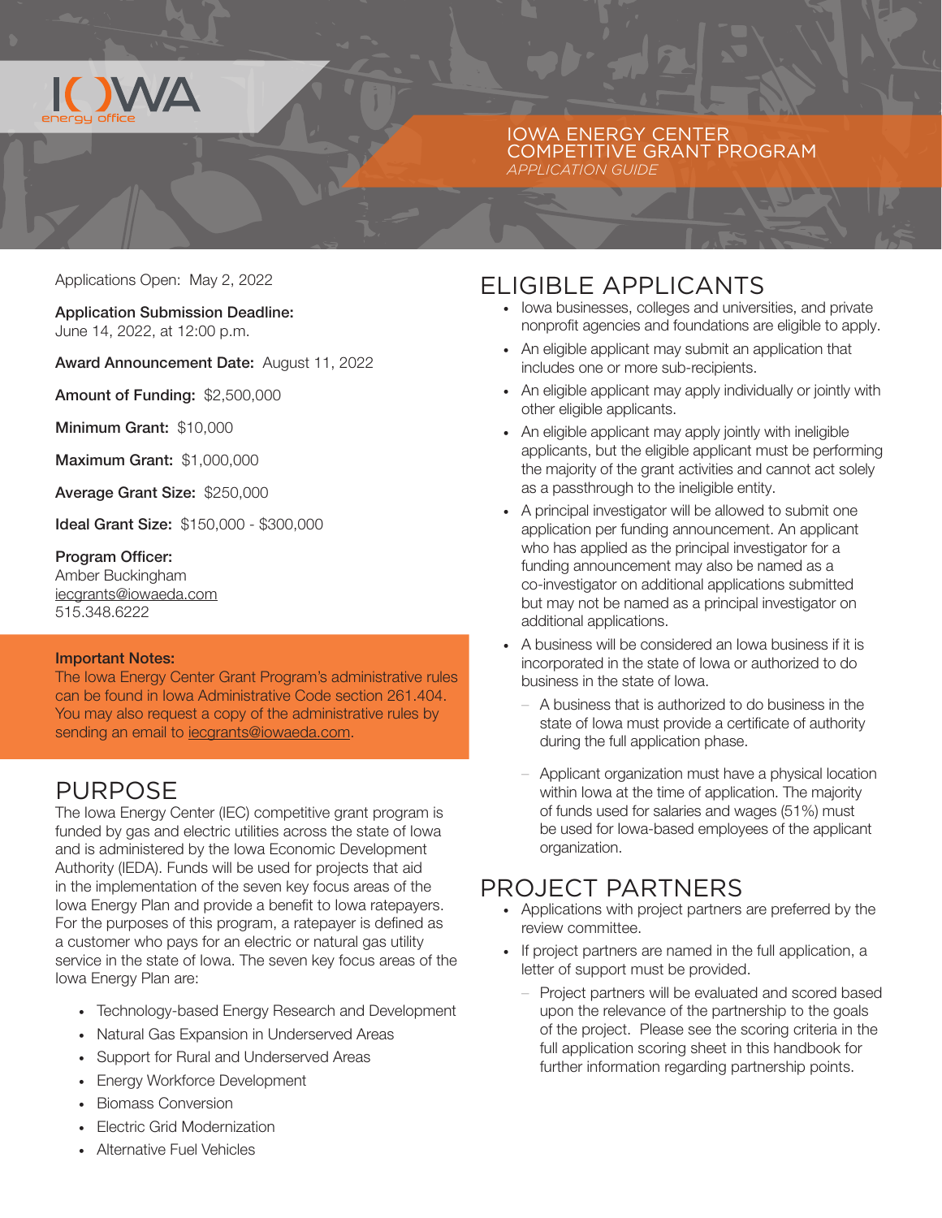IOWA energy office

# IOWA ENERGY CENTER COMPETITIVE GRANT PROGRAM

*APPLICATION GUIDE*

Applications Open: May 2, 2022

**Application Submission Deadline:**
June 14, 2022, at 12:00 p.m.

**Award Announcement Date:** August 11, 2022

**Amount of Funding:** $2,500,000

**Minimum Grant:** $10,000

**Maximum Grant:** $1,000,000

**Average Grant Size:** $250,000

**Ideal Grant Size:** $150,000 - $300,000

**Program Officer:**
Amber Buckingham
iecgrants@iowaeda.com
515.348.6222

**Important Notes:**
The Iowa Energy Center Grant Program's administrative rules can be found in Iowa Administrative Code section 261.404. You may also request a copy of the administrative rules by sending an email to iecgrants@iowaeda.com.

## PURPOSE

The Iowa Energy Center (IEC) competitive grant program is funded by gas and electric utilities across the state of Iowa and is administered by the Iowa Economic Development Authority (IEDA). Funds will be used for projects that aid in the implementation of the seven key focus areas of the Iowa Energy Plan and provide a benefit to Iowa ratepayers. For the purposes of this program, a ratepayer is defined as a customer who pays for an electric or natural gas utility service in the state of Iowa. The seven key focus areas of the Iowa Energy Plan are:

- Technology-based Energy Research and Development
- Natural Gas Expansion in Underserved Areas
- Support for Rural and Underserved Areas
- Energy Workforce Development
- Biomass Conversion
- Electric Grid Modernization
- Alternative Fuel Vehicles

## ELIGIBLE APPLICANTS

- Iowa businesses, colleges and universities, and private nonprofit agencies and foundations are eligible to apply.
- An eligible applicant may submit an application that includes one or more sub-recipients.
- An eligible applicant may apply individually or jointly with other eligible applicants.
- An eligible applicant may apply jointly with ineligible applicants, but the eligible applicant must be performing the majority of the grant activities and cannot act solely as a passthrough to the ineligible entity.
- A principal investigator will be allowed to submit one application per funding announcement. An applicant who has applied as the principal investigator for a funding announcement may also be named as a co-investigator on additional applications submitted but may not be named as a principal investigator on additional applications.
- A business will be considered an Iowa business if it is incorporated in the state of Iowa or authorized to do business in the state of Iowa.
  - A business that is authorized to do business in the state of Iowa must provide a certificate of authority during the full application phase.
  - Applicant organization must have a physical location within Iowa at the time of application. The majority of funds used for salaries and wages (51%) must be used for Iowa-based employees of the applicant organization.

## PROJECT PARTNERS

- Applications with project partners are preferred by the review committee.
- If project partners are named in the full application, a letter of support must be provided.
  - Project partners will be evaluated and scored based upon the relevance of the partnership to the goals of the project. Please see the scoring criteria in the full application scoring sheet in this handbook for further information regarding partnership points.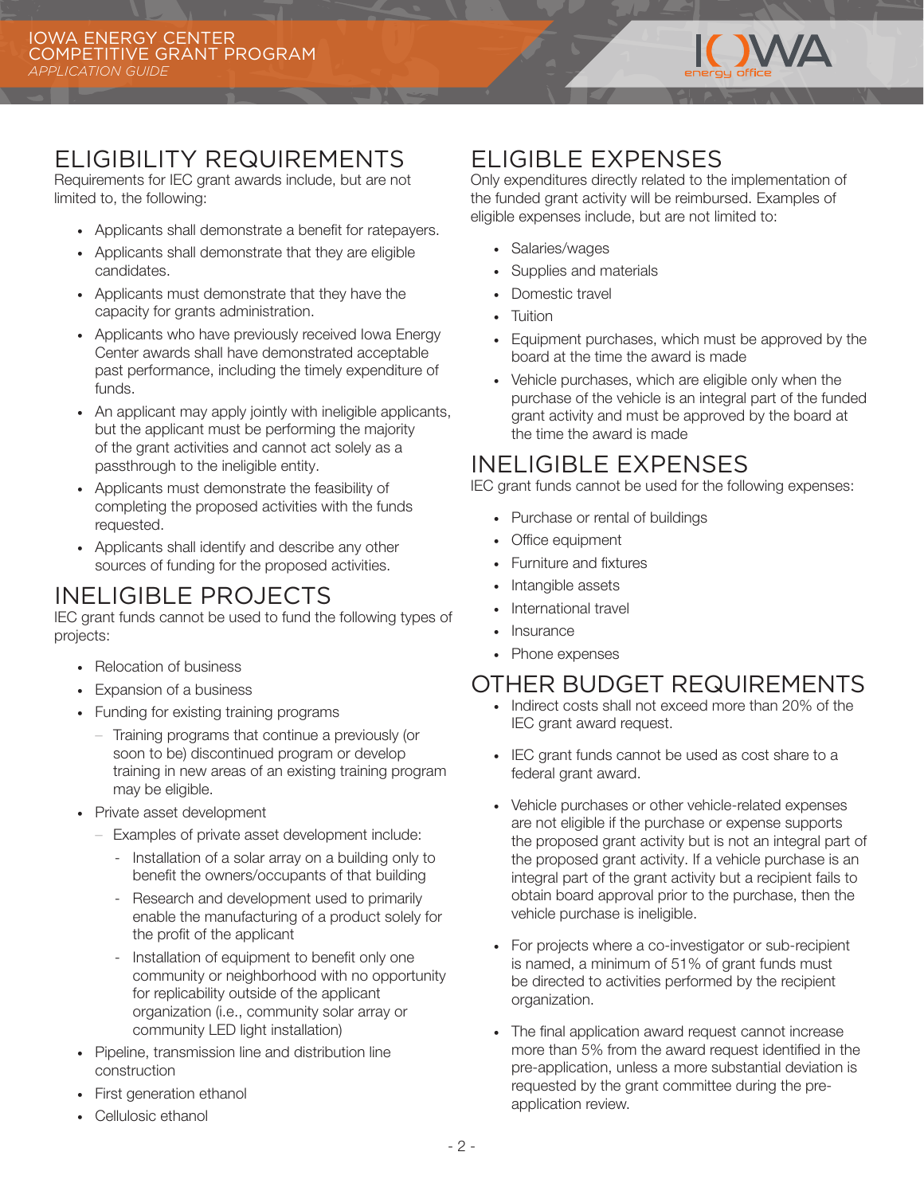## ELIGIBILITY REQUIREMENTS

Requirements for IEC grant awards include, but are not limited to, the following:

- Applicants shall demonstrate a benefit for ratepayers.
- Applicants shall demonstrate that they are eligible candidates.
- Applicants must demonstrate that they have the capacity for grants administration.
- Applicants who have previously received Iowa Energy Center awards shall have demonstrated acceptable past performance, including the timely expenditure of funds.
- An applicant may apply jointly with ineligible applicants, but the applicant must be performing the majority of the grant activities and cannot act solely as a passthrough to the ineligible entity.
- Applicants must demonstrate the feasibility of completing the proposed activities with the funds requested.
- Applicants shall identify and describe any other sources of funding for the proposed activities.

## INELIGIBLE PROJECTS

IEC grant funds cannot be used to fund the following types of projects:

- Relocation of business
- Expansion of a business
- Funding for existing training programs
  - Training programs that continue a previously (or soon to be) discontinued program or develop training in new areas of an existing training program may be eligible.
- Private asset development
  - Examples of private asset development include:
    - Installation of a solar array on a building only to benefit the owners/occupants of that building
    - Research and development used to primarily enable the manufacturing of a product solely for the profit of the applicant
    - Installation of equipment to benefit only one community or neighborhood with no opportunity for replicability outside of the applicant organization (i.e., community solar array or community LED light installation)
- Pipeline, transmission line and distribution line construction
- First generation ethanol
- Cellulosic ethanol

## ELIGIBLE EXPENSES

Only expenditures directly related to the implementation of the funded grant activity will be reimbursed. Examples of eligible expenses include, but are not limited to:

- Salaries/wages
- Supplies and materials
- Domestic travel
- Tuition
- Equipment purchases, which must be approved by the board at the time the award is made
- Vehicle purchases, which are eligible only when the purchase of the vehicle is an integral part of the funded grant activity and must be approved by the board at the time the award is made

## INELIGIBLE EXPENSES

IEC grant funds cannot be used for the following expenses:

- Purchase or rental of buildings
- Office equipment
- Furniture and fixtures
- Intangible assets
- International travel
- Insurance
- Phone expenses

## OTHER BUDGET REQUIREMENTS

- Indirect costs shall not exceed more than 20% of the IEC grant award request.
- IEC grant funds cannot be used as cost share to a federal grant award.
- Vehicle purchases or other vehicle-related expenses are not eligible if the purchase or expense supports the proposed grant activity but is not an integral part of the proposed grant activity. If a vehicle purchase is an integral part of the grant activity but a recipient fails to obtain board approval prior to the purchase, then the vehicle purchase is ineligible.
- For projects where a co-investigator or sub-recipient is named, a minimum of 51% of grant funds must be directed to activities performed by the recipient organization.
- The final application award request cannot increase more than 5% from the award request identified in the pre-application, unless a more substantial deviation is requested by the grant committee during the pre-application review.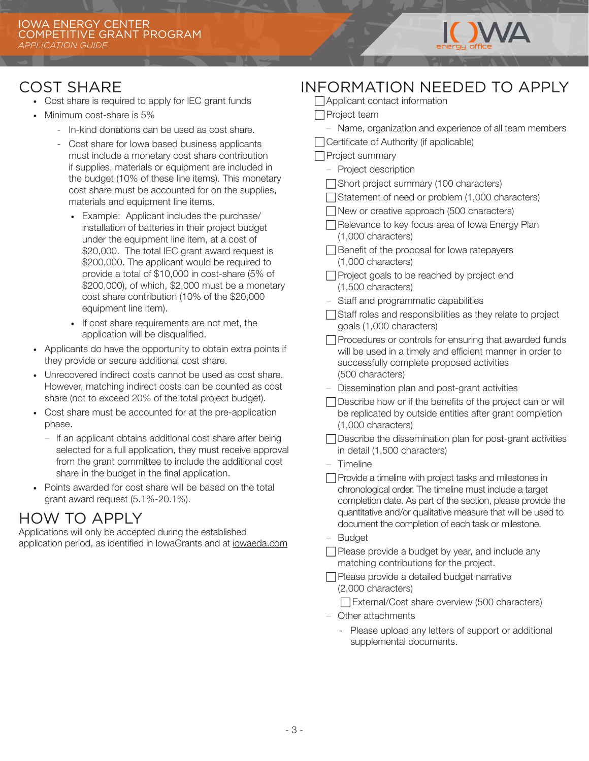## COST SHARE

- Cost share is required to apply for IEC grant funds
- Minimum cost-share is 5%
  - In-kind donations can be used as cost share.
  - Cost share for Iowa based business applicants must include a monetary cost share contribution if supplies, materials or equipment are included in the budget (10% of these line items). This monetary cost share must be accounted for on the supplies, materials and equipment line items.
    - Example: Applicant includes the purchase/installation of batteries in their project budget under the equipment line item, at a cost of $20,000. The total IEC grant award request is $200,000. The applicant would be required to provide a total of $10,000 in cost-share (5% of $200,000), of which, $2,000 must be a monetary cost share contribution (10% of the $20,000 equipment line item).
    - If cost share requirements are not met, the application will be disqualified.
- Applicants do have the opportunity to obtain extra points if they provide or secure additional cost share.
- Unrecovered indirect costs cannot be used as cost share. However, matching indirect costs can be counted as cost share (not to exceed 20% of the total project budget).
- Cost share must be accounted for at the pre-application phase.
  - If an applicant obtains additional cost share after being selected for a full application, they must receive approval from the grant committee to include the additional cost share in the budget in the final application.
- Points awarded for cost share will be based on the total grant award request (5.1%-20.1%).

## HOW TO APPLY

Applications will only be accepted during the established application period, as identified in IowaGrants and at iowaeda.com

## INFORMATION NEEDED TO APPLY

- [ ] Applicant contact information
- [ ] Project team
  - Name, organization and experience of all team members
- [ ] Certificate of Authority (if applicable)
- [ ] Project summary
  - Project description
    - [ ] Short project summary (100 characters)
    - [ ] Statement of need or problem (1,000 characters)
    - [ ] New or creative approach (500 characters)
    - [ ] Relevance to key focus area of Iowa Energy Plan (1,000 characters)
    - [ ] Benefit of the proposal for Iowa ratepayers (1,000 characters)
    - [ ] Project goals to be reached by project end (1,500 characters)
  - Staff and programmatic capabilities
    - [ ] Staff roles and responsibilities as they relate to project goals (1,000 characters)
    - [ ] Procedures or controls for ensuring that awarded funds will be used in a timely and efficient manner in order to successfully complete proposed activities (500 characters)
  - Dissemination plan and post-grant activities
    - [ ] Describe how or if the benefits of the project can or will be replicated by outside entities after grant completion (1,000 characters)
    - [ ] Describe the dissemination plan for post-grant activities in detail (1,500 characters)
  - Timeline
    - [ ] Provide a timeline with project tasks and milestones in chronological order. The timeline must include a target completion date. As part of the section, please provide the quantitative and/or qualitative measure that will be used to document the completion of each task or milestone.
  - Budget
    - [ ] Please provide a budget by year, and include any matching contributions for the project.
    - [ ] Please provide a detailed budget narrative (2,000 characters)
      - [ ] External/Cost share overview (500 characters)
  - Other attachments
    - Please upload any letters of support or additional supplemental documents.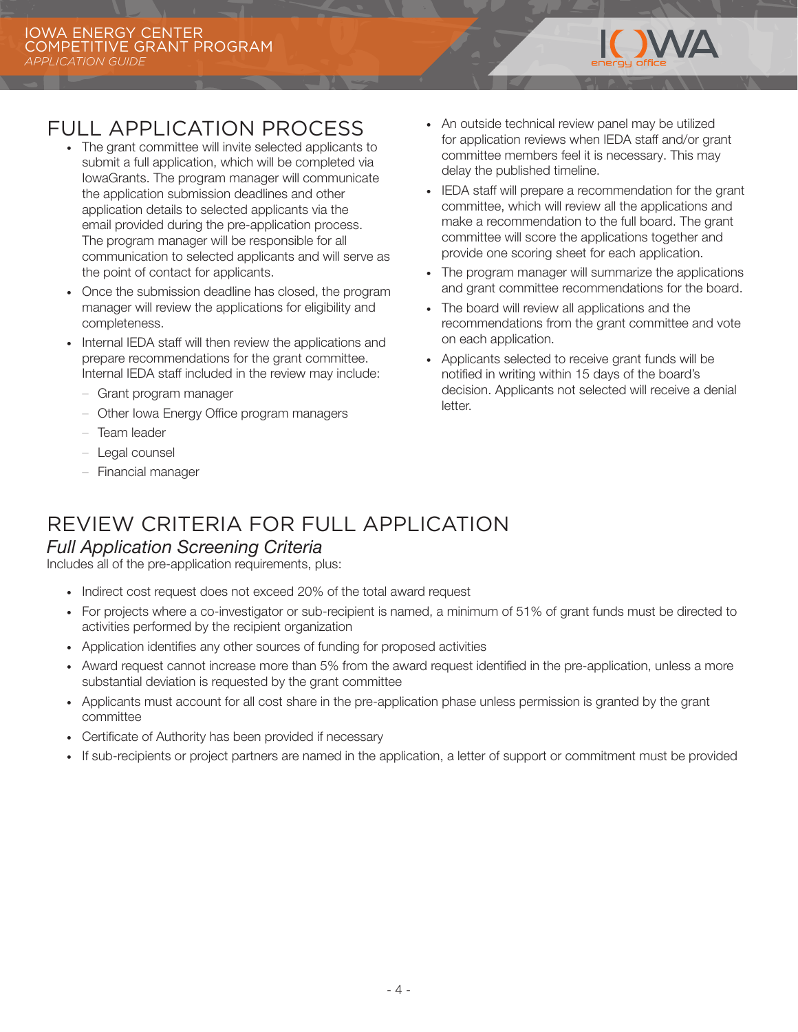## FULL APPLICATION PROCESS

- The grant committee will invite selected applicants to submit a full application, which will be completed via IowaGrants. The program manager will communicate the application submission deadlines and other application details to selected applicants via the email provided during the pre-application process. The program manager will be responsible for all communication to selected applicants and will serve as the point of contact for applicants.
- Once the submission deadline has closed, the program manager will review the applications for eligibility and completeness.
- Internal IEDA staff will then review the applications and prepare recommendations for the grant committee. Internal IEDA staff included in the review may include:
  - Grant program manager
  - Other Iowa Energy Office program managers
  - Team leader
  - Legal counsel
  - Financial manager
- An outside technical review panel may be utilized for application reviews when IEDA staff and/or grant committee members feel it is necessary. This may delay the published timeline.
- IEDA staff will prepare a recommendation for the grant committee, which will review all the applications and make a recommendation to the full board. The grant committee will score the applications together and provide one scoring sheet for each application.
- The program manager will summarize the applications and grant committee recommendations for the board.
- The board will review all applications and the recommendations from the grant committee and vote on each application.
- Applicants selected to receive grant funds will be notified in writing within 15 days of the board's decision. Applicants not selected will receive a denial letter.

## REVIEW CRITERIA FOR FULL APPLICATION

### *Full Application Screening Criteria*

Includes all of the pre-application requirements, plus:

- Indirect cost request does not exceed 20% of the total award request
- For projects where a co-investigator or sub-recipient is named, a minimum of 51% of grant funds must be directed to activities performed by the recipient organization
- Application identifies any other sources of funding for proposed activities
- Award request cannot increase more than 5% from the award request identified in the pre-application, unless a more substantial deviation is requested by the grant committee
- Applicants must account for all cost share in the pre-application phase unless permission is granted by the grant committee
- Certificate of Authority has been provided if necessary
- If sub-recipients or project partners are named in the application, a letter of support or commitment must be provided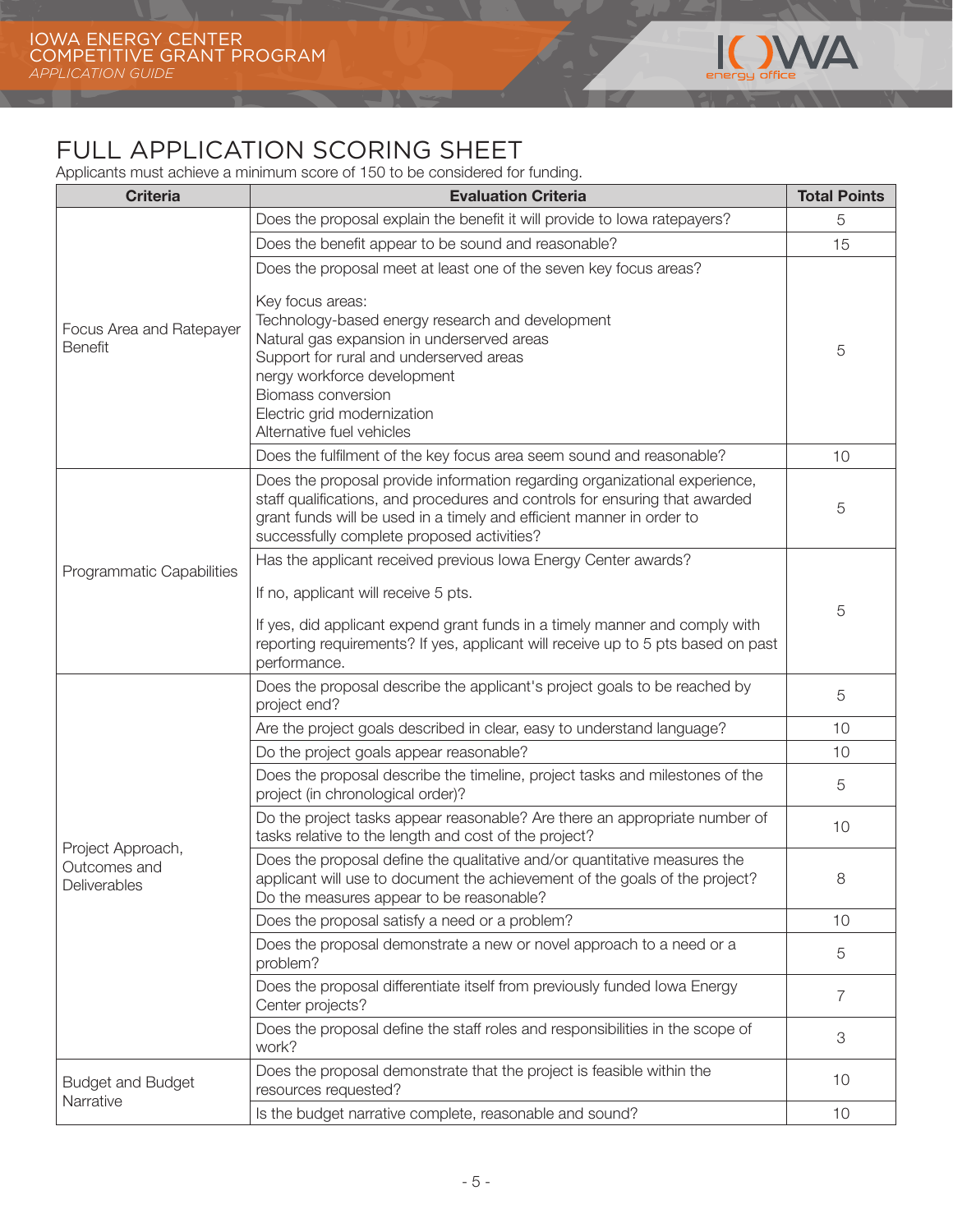# FULL APPLICATION SCORING SHEET

Applicants must achieve a minimum score of 150 to be considered for funding.

| Criteria | Evaluation Criteria | Total Points |
|---|---|---|
| Focus Area and Ratepayer Benefit | Does the proposal explain the benefit it will provide to Iowa ratepayers? | 5 |
| | Does the benefit appear to be sound and reasonable? | 15 |
| | Does the proposal meet at least one of the seven key focus areas?<br><br>Key focus areas:<br>Technology-based energy research and development<br>Natural gas expansion in underserved areas<br>Support for rural and underserved areas<br>nergy workforce development<br>Biomass conversion<br>Electric grid modernization<br>Alternative fuel vehicles | 5 |
| | Does the fulfilment of the key focus area seem sound and reasonable? | 10 |
| Programmatic Capabilities | Does the proposal provide information regarding organizational experience, staff qualifications, and procedures and controls for ensuring that awarded grant funds will be used in a timely and efficient manner in order to successfully complete proposed activities? | 5 |
| | Has the applicant received previous Iowa Energy Center awards?<br><br>If no, applicant will receive 5 pts.<br><br>If yes, did applicant expend grant funds in a timely manner and comply with reporting requirements? If yes, applicant will receive up to 5 pts based on past performance. | 5 |
| Project Approach, Outcomes and Deliverables | Does the proposal describe the applicant's project goals to be reached by project end? | 5 |
| | Are the project goals described in clear, easy to understand language? | 10 |
| | Do the project goals appear reasonable? | 10 |
| | Does the proposal describe the timeline, project tasks and milestones of the project (in chronological order)? | 5 |
| | Do the project tasks appear reasonable? Are there an appropriate number of tasks relative to the length and cost of the project? | 10 |
| | Does the proposal define the qualitative and/or quantitative measures the applicant will use to document the achievement of the goals of the project? Do the measures appear to be reasonable? | 8 |
| | Does the proposal satisfy a need or a problem? | 10 |
| | Does the proposal demonstrate a new or novel approach to a need or a problem? | 5 |
| | Does the proposal differentiate itself from previously funded Iowa Energy Center projects? | 7 |
| | Does the proposal define the staff roles and responsibilities in the scope of work? | 3 |
| Budget and Budget Narrative | Does the proposal demonstrate that the project is feasible within the resources requested? | 10 |
| | Is the budget narrative complete, reasonable and sound? | 10 |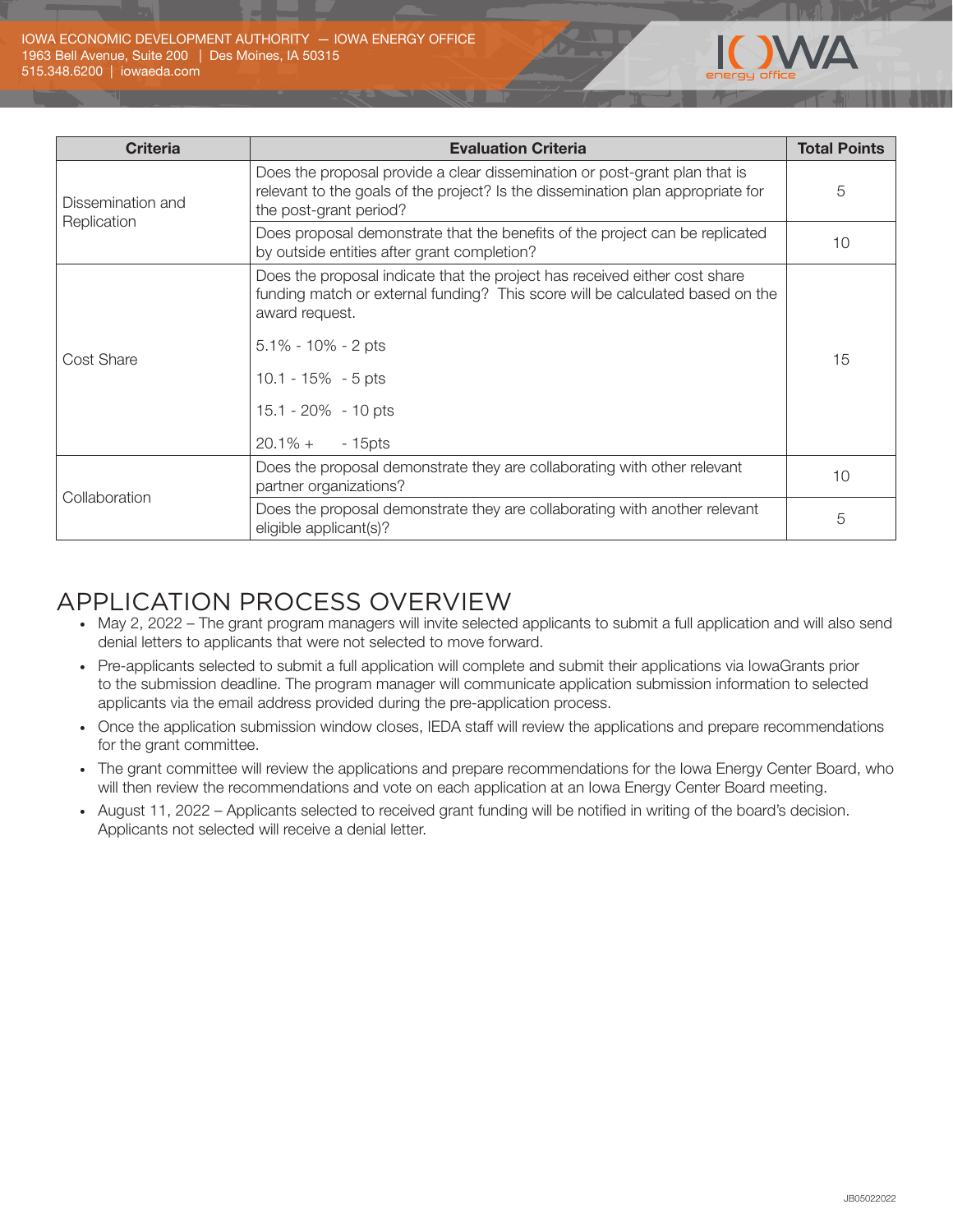| Criteria | Evaluation Criteria | Total Points |
|---|---|---|
| Dissemination and Replication | Does the proposal provide a clear dissemination or post-grant plan that is relevant to the goals of the project? Is the dissemination plan appropriate for the post-grant period? | 5 |
| | Does proposal demonstrate that the benefits of the project can be replicated by outside entities after grant completion? | 10 |
| Cost Share | Does the proposal indicate that the project has received either cost share funding match or external funding? This score will be calculated based on the award request.<br><br>5.1% - 10% - 2 pts<br><br>10.1 - 15% - 5 pts<br><br>15.1 - 20% - 10 pts<br><br>20.1% + - 15pts | 15 |
| Collaboration | Does the proposal demonstrate they are collaborating with other relevant partner organizations? | 10 |
| | Does the proposal demonstrate they are collaborating with another relevant eligible applicant(s)? | 5 |

## APPLICATION PROCESS OVERVIEW

- May 2, 2022 – The grant program managers will invite selected applicants to submit a full application and will also send denial letters to applicants that were not selected to move forward.
- Pre-applicants selected to submit a full application will complete and submit their applications via IowaGrants prior to the submission deadline. The program manager will communicate application submission information to selected applicants via the email address provided during the pre-application process.
- Once the application submission window closes, IEDA staff will review the applications and prepare recommendations for the grant committee.
- The grant committee will review the applications and prepare recommendations for the Iowa Energy Center Board, who will then review the recommendations and vote on each application at an Iowa Energy Center Board meeting.
- August 11, 2022 – Applicants selected to received grant funding will be notified in writing of the board's decision. Applicants not selected will receive a denial letter.